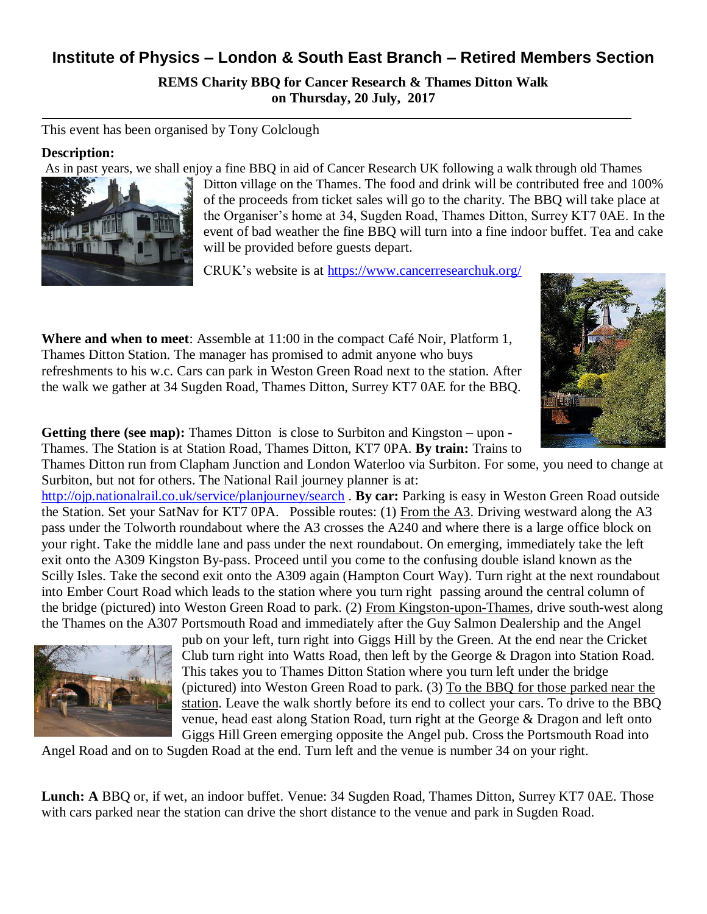# Institute of Physics – London & South East Branch – Retired Members Section

**REMS Charity BBQ for Cancer Research & Thames Ditton Walk**
**on Thursday, 20 July, 2017**

---

This event has been organised by Tony Colclough

**Description:**

As in past years, we shall enjoy a fine BBQ in aid of Cancer Research UK following a walk through old Thames Ditton village on the Thames. The food and drink will be contributed free and 100% of the proceeds from ticket sales will go to the charity. The BBQ will take place at the Organiser's home at 34, Sugden Road, Thames Ditton, Surrey KT7 0AE. In the event of bad weather the fine BBQ will turn into a fine indoor buffet. Tea and cake will be provided before guests depart.

CRUK's website is at https://www.cancerresearchuk.org/

**Where and when to meet**: Assemble at 11:00 in the compact Café Noir, Platform 1, Thames Ditton Station. The manager has promised to admit anyone who buys refreshments to his w.c. Cars can park in Weston Green Road next to the station. After the walk we gather at 34 Sugden Road, Thames Ditton, Surrey KT7 0AE for the BBQ.

**Getting there (see map):** Thames Ditton is close to Surbiton and Kingston – upon - Thames. The Station is at Station Road, Thames Ditton, KT7 0PA. **By train:** Trains to Thames Ditton run from Clapham Junction and London Waterloo via Surbiton. For some, you need to change at Surbiton, but not for others. The National Rail journey planner is at: http://ojp.nationalrail.co.uk/service/planjourney/search . **By car:** Parking is easy in Weston Green Road outside the Station. Set your SatNav for KT7 0PA. Possible routes: (1) From the A3. Driving westward along the A3 pass under the Tolworth roundabout where the A3 crosses the A240 and where there is a large office block on your right. Take the middle lane and pass under the next roundabout. On emerging, immediately take the left exit onto the A309 Kingston By-pass. Proceed until you come to the confusing double island known as the Scilly Isles. Take the second exit onto the A309 again (Hampton Court Way). Turn right at the next roundabout into Ember Court Road which leads to the station where you turn right passing around the central column of the bridge (pictured) into Weston Green Road to park. (2) From Kingston-upon-Thames, drive south-west along the Thames on the A307 Portsmouth Road and immediately after the Guy Salmon Dealership and the Angel pub on your left, turn right into Giggs Hill by the Green. At the end near the Cricket Club turn right into Watts Road, then left by the George & Dragon into Station Road. This takes you to Thames Ditton Station where you turn left under the bridge (pictured) into Weston Green Road to park. (3) To the BBQ for those parked near the station. Leave the walk shortly before its end to collect your cars. To drive to the BBQ venue, head east along Station Road, turn right at the George & Dragon and left onto Giggs Hill Green emerging opposite the Angel pub. Cross the Portsmouth Road into Angel Road and on to Sugden Road at the end. Turn left and the venue is number 34 on your right.

**Lunch: A** BBQ or, if wet, an indoor buffet. Venue: 34 Sugden Road, Thames Ditton, Surrey KT7 0AE. Those with cars parked near the station can drive the short distance to the venue and park in Sugden Road.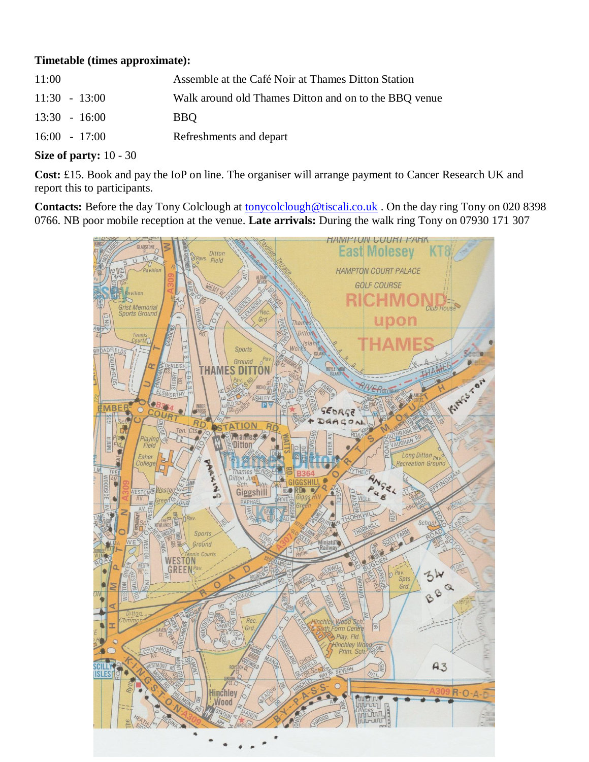**Timetable (times approximate):**

| | |
|---|---|
| 11:00 | Assemble at the Café Noir at Thames Ditton Station |
| 11:30 - 13:00 | Walk around old Thames Ditton and on to the BBQ venue |
| 13:30 - 16:00 | BBQ |
| 16:00 - 17:00 | Refreshments and depart |

**Size of party:** 10 - 30

**Cost:** £15. Book and pay the IoP on line. The organiser will arrange payment to Cancer Research UK and report this to participants.

**Contacts:** Before the day Tony Colclough at tonycolclough@tiscali.co.uk . On the day ring Tony on 020 8398 0766. NB poor mobile reception at the venue. **Late arrivals:** During the walk ring Tony on 07930 171 307